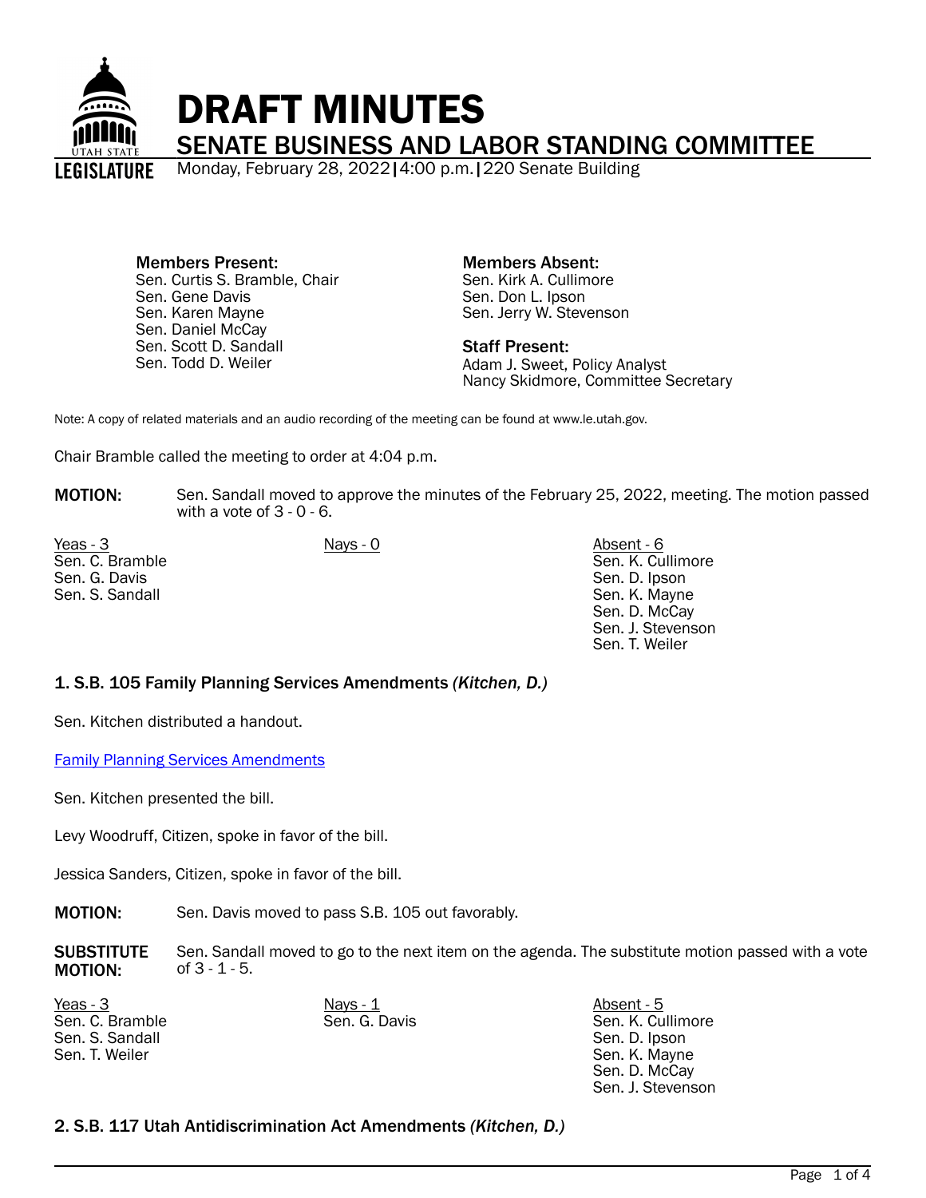# DRAFT MINUTES

## SENATE BUSINESS AND LABOR STANDING COMMITTEE

Monday, February 28, 2022 | 4:00 p.m. | 220 Senate Building

**Members Present:**
Sen. Curtis S. Bramble, Chair
Sen. Gene Davis
Sen. Karen Mayne
Sen. Daniel McCay
Sen. Scott D. Sandall
Sen. Todd D. Weiler

**Members Absent:**
Sen. Kirk A. Cullimore
Sen. Don L. Ipson
Sen. Jerry W. Stevenson

**Staff Present:**
Adam J. Sweet, Policy Analyst
Nancy Skidmore, Committee Secretary

Note: A copy of related materials and an audio recording of the meeting can be found at www.le.utah.gov.

Chair Bramble called the meeting to order at 4:04 p.m.

**MOTION:** Sen. Sandall moved to approve the minutes of the February 25, 2022, meeting. The motion passed with a vote of 3 - 0 - 6.

| Yeas - 3 | Nays - 0 | Absent - 6 |
|---|---|---|
| Sen. C. Bramble | | Sen. K. Cullimore |
| Sen. G. Davis | | Sen. D. Ipson |
| Sen. S. Sandall | | Sen. K. Mayne |
| | | Sen. D. McCay |
| | | Sen. J. Stevenson |
| | | Sen. T. Weiler |

### 1. S.B. 105 Family Planning Services Amendments *(Kitchen, D.)*

Sen. Kitchen distributed a handout.

Family Planning Services Amendments

Sen. Kitchen presented the bill.

Levy Woodruff, Citizen, spoke in favor of the bill.

Jessica Sanders, Citizen, spoke in favor of the bill.

**MOTION:** Sen. Davis moved to pass S.B. 105 out favorably.

**SUBSTITUTE MOTION:** Sen. Sandall moved to go to the next item on the agenda. The substitute motion passed with a vote of 3 - 1 - 5.

| Yeas - 3 | Nays - 1 | Absent - 5 |
|---|---|---|
| Sen. C. Bramble | Sen. G. Davis | Sen. K. Cullimore |
| Sen. S. Sandall | | Sen. D. Ipson |
| Sen. T. Weiler | | Sen. K. Mayne |
| | | Sen. D. McCay |
| | | Sen. J. Stevenson |

### 2. S.B. 117 Utah Antidiscrimination Act Amendments *(Kitchen, D.)*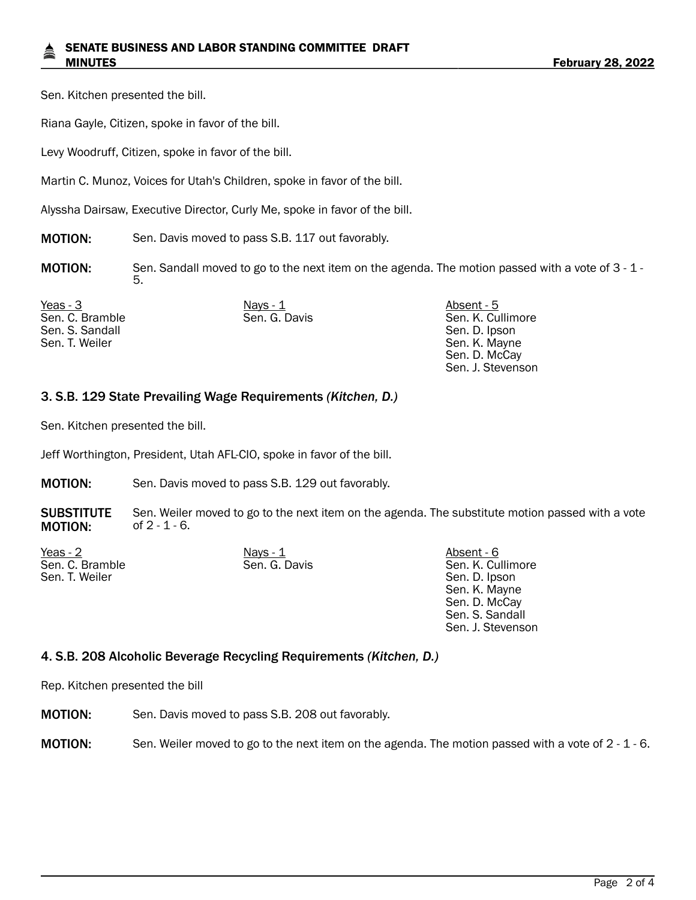Sen. Kitchen presented the bill.

Riana Gayle, Citizen, spoke in favor of the bill.

Levy Woodruff, Citizen, spoke in favor of the bill.

Martin C. Munoz, Voices for Utah's Children, spoke in favor of the bill.

Alyssha Dairsaw, Executive Director, Curly Me, spoke in favor of the bill.

**MOTION:** Sen. Davis moved to pass S.B. 117 out favorably.

**MOTION:** Sen. Sandall moved to go to the next item on the agenda. The motion passed with a vote of 3 - 1 - 5.

| Yeas - 3 | Nays - 1 | Absent - 5 |
|---|---|---|
| Sen. C. Bramble | Sen. G. Davis | Sen. K. Cullimore |
| Sen. S. Sandall | | Sen. D. Ipson |
| Sen. T. Weiler | | Sen. K. Mayne |
| | | Sen. D. McCay |
| | | Sen. J. Stevenson |

### 3. S.B. 129 State Prevailing Wage Requirements *(Kitchen, D.)*

Sen. Kitchen presented the bill.

Jeff Worthington, President, Utah AFL-CIO, spoke in favor of the bill.

**MOTION:** Sen. Davis moved to pass S.B. 129 out favorably.

**SUBSTITUTE MOTION:** Sen. Weiler moved to go to the next item on the agenda. The substitute motion passed with a vote of 2 - 1 - 6.

| Yeas - 2 | Nays - 1 | Absent - 6 |
|---|---|---|
| Sen. C. Bramble | Sen. G. Davis | Sen. K. Cullimore |
| Sen. T. Weiler | | Sen. D. Ipson |
| | | Sen. K. Mayne |
| | | Sen. D. McCay |
| | | Sen. S. Sandall |
| | | Sen. J. Stevenson |

### 4. S.B. 208 Alcoholic Beverage Recycling Requirements *(Kitchen, D.)*

Rep. Kitchen presented the bill

**MOTION:** Sen. Davis moved to pass S.B. 208 out favorably.

**MOTION:** Sen. Weiler moved to go to the next item on the agenda. The motion passed with a vote of 2 - 1 - 6.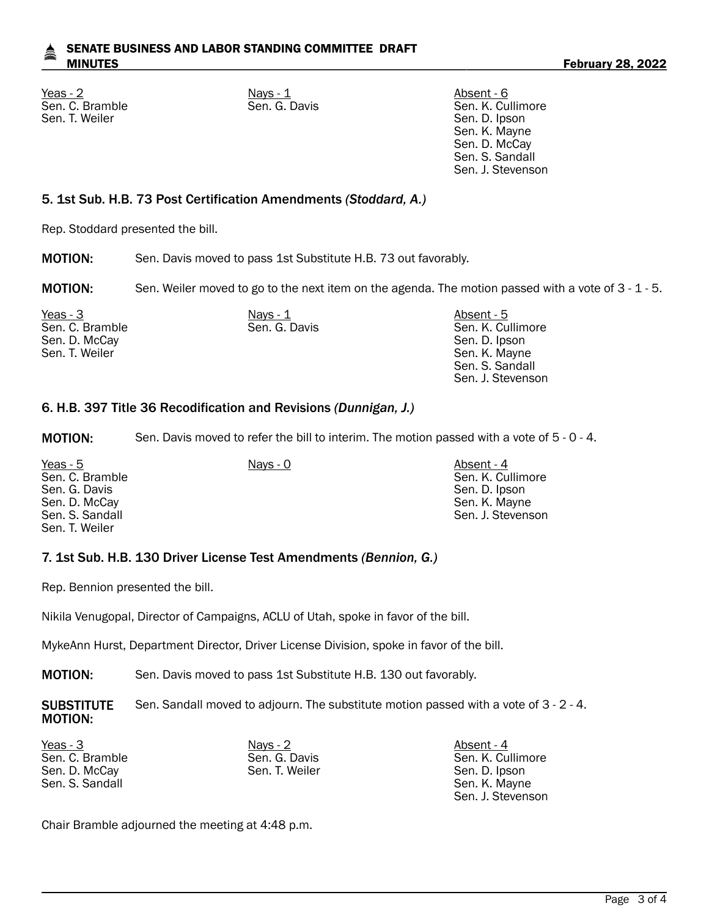| Yeas - 2 | Nays - 1 | Absent - 6 |
|---|---|---|
| Sen. C. Bramble | Sen. G. Davis | Sen. K. Cullimore |
| Sen. T. Weiler | | Sen. D. Ipson |
| | | Sen. K. Mayne |
| | | Sen. D. McCay |
| | | Sen. S. Sandall |
| | | Sen. J. Stevenson |

### 5. 1st Sub. H.B. 73 Post Certification Amendments *(Stoddard, A.)*

Rep. Stoddard presented the bill.

**MOTION:** Sen. Davis moved to pass 1st Substitute H.B. 73 out favorably.

**MOTION:** Sen. Weiler moved to go to the next item on the agenda. The motion passed with a vote of 3 - 1 - 5.

| Yeas - 3 | Nays - 1 | Absent - 5 |
|---|---|---|
| Sen. C. Bramble | Sen. G. Davis | Sen. K. Cullimore |
| Sen. D. McCay | | Sen. D. Ipson |
| Sen. T. Weiler | | Sen. K. Mayne |
| | | Sen. S. Sandall |
| | | Sen. J. Stevenson |

### 6. H.B. 397 Title 36 Recodification and Revisions *(Dunnigan, J.)*

**MOTION:** Sen. Davis moved to refer the bill to interim. The motion passed with a vote of 5 - 0 - 4.

| Yeas - 5 | Nays - 0 | Absent - 4 |
|---|---|---|
| Sen. C. Bramble | | Sen. K. Cullimore |
| Sen. G. Davis | | Sen. D. Ipson |
| Sen. D. McCay | | Sen. K. Mayne |
| Sen. S. Sandall | | Sen. J. Stevenson |
| Sen. T. Weiler | | |

### 7. 1st Sub. H.B. 130 Driver License Test Amendments *(Bennion, G.)*

Rep. Bennion presented the bill.

Nikila Venugopal, Director of Campaigns, ACLU of Utah, spoke in favor of the bill.

MykeAnn Hurst, Department Director, Driver License Division, spoke in favor of the bill.

**MOTION:** Sen. Davis moved to pass 1st Substitute H.B. 130 out favorably.

**SUBSTITUTE MOTION:** Sen. Sandall moved to adjourn. The substitute motion passed with a vote of 3 - 2 - 4.

| Yeas - 3 | Nays - 2 | Absent - 4 |
|---|---|---|
| Sen. C. Bramble | Sen. G. Davis | Sen. K. Cullimore |
| Sen. D. McCay | Sen. T. Weiler | Sen. D. Ipson |
| Sen. S. Sandall | | Sen. K. Mayne |
| | | Sen. J. Stevenson |

Chair Bramble adjourned the meeting at 4:48 p.m.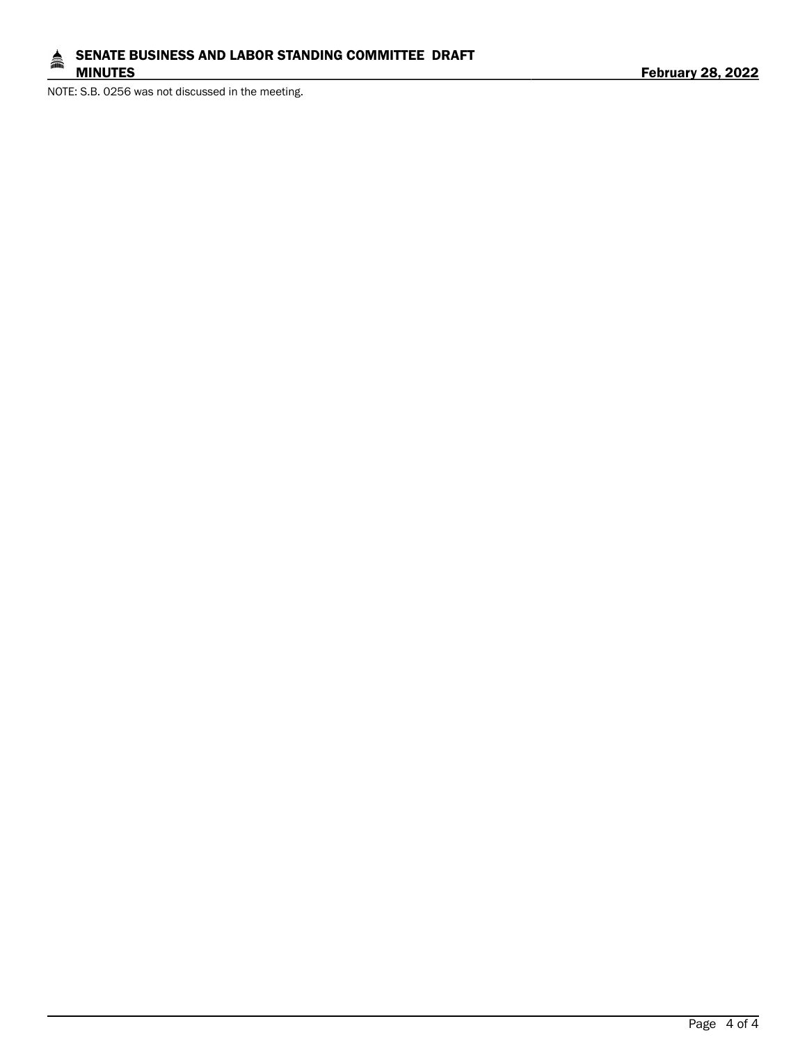NOTE: S.B. 0256 was not discussed in the meeting.